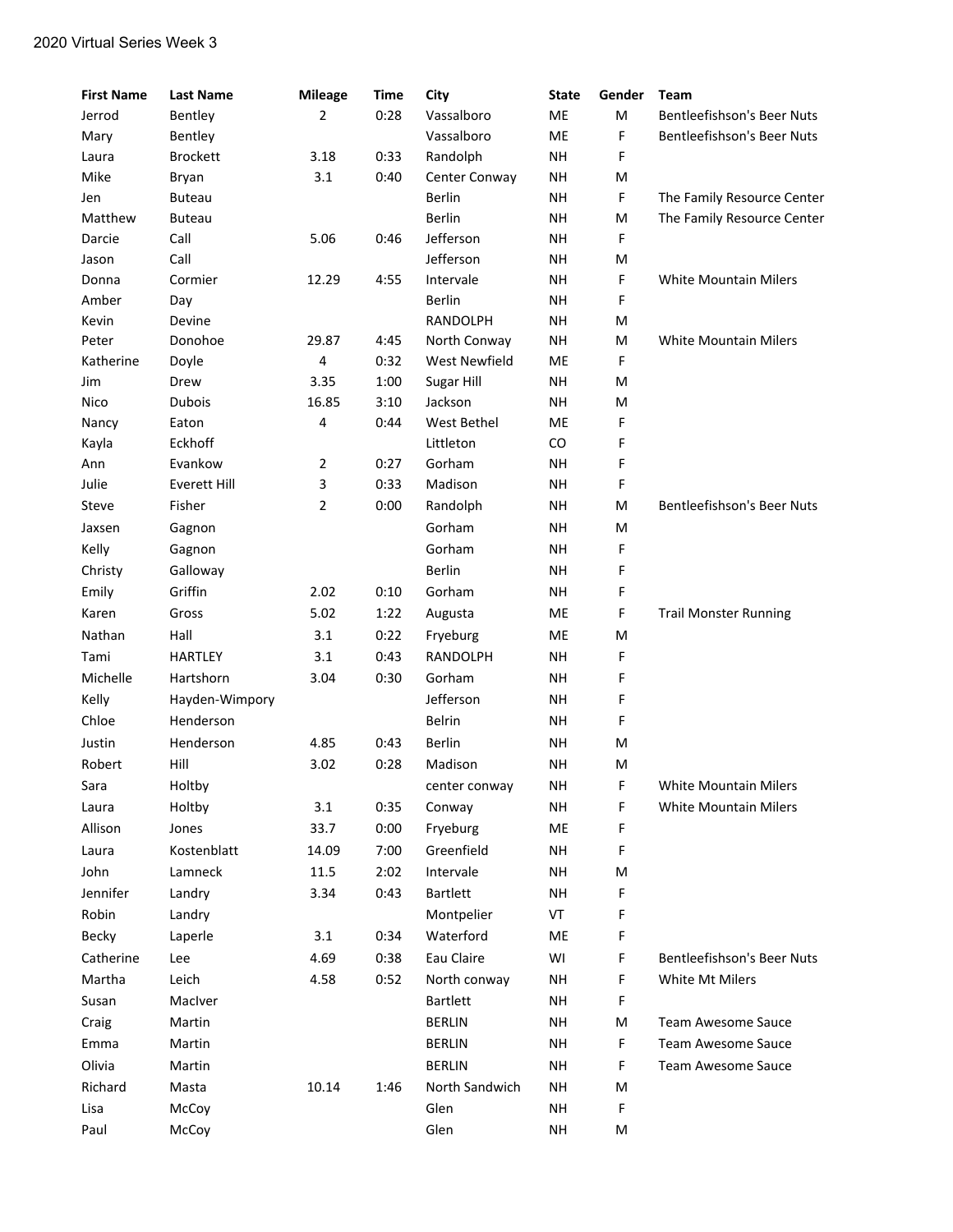2020 Virtual Series Week 3

| First Name | Last Name | Mileage | Time | City | State | Gender | Team |
|---|---|---|---|---|---|---|---|
| Jerrod | Bentley | 2 | 0:28 | Vassalboro | ME | M | Bentleefishson's Beer Nuts |
| Mary | Bentley | | | Vassalboro | ME | F | Bentleefishson's Beer Nuts |
| Laura | Brockett | 3.18 | 0:33 | Randolph | NH | F | |
| Mike | Bryan | 3.1 | 0:40 | Center Conway | NH | M | |
| Jen | Buteau | | | Berlin | NH | F | The Family Resource Center |
| Matthew | Buteau | | | Berlin | NH | M | The Family Resource Center |
| Darcie | Call | 5.06 | 0:46 | Jefferson | NH | F | |
| Jason | Call | | | Jefferson | NH | M | |
| Donna | Cormier | 12.29 | 4:55 | Intervale | NH | F | White Mountain Milers |
| Amber | Day | | | Berlin | NH | F | |
| Kevin | Devine | | | RANDOLPH | NH | M | |
| Peter | Donohoe | 29.87 | 4:45 | North Conway | NH | M | White Mountain Milers |
| Katherine | Doyle | 4 | 0:32 | West Newfield | ME | F | |
| Jim | Drew | 3.35 | 1:00 | Sugar Hill | NH | M | |
| Nico | Dubois | 16.85 | 3:10 | Jackson | NH | M | |
| Nancy | Eaton | 4 | 0:44 | West Bethel | ME | F | |
| Kayla | Eckhoff | | | Littleton | CO | F | |
| Ann | Evankow | 2 | 0:27 | Gorham | NH | F | |
| Julie | Everett Hill | 3 | 0:33 | Madison | NH | F | |
| Steve | Fisher | 2 | 0:00 | Randolph | NH | M | Bentleefishson's Beer Nuts |
| Jaxsen | Gagnon | | | Gorham | NH | M | |
| Kelly | Gagnon | | | Gorham | NH | F | |
| Christy | Galloway | | | Berlin | NH | F | |
| Emily | Griffin | 2.02 | 0:10 | Gorham | NH | F | |
| Karen | Gross | 5.02 | 1:22 | Augusta | ME | F | Trail Monster Running |
| Nathan | Hall | 3.1 | 0:22 | Fryeburg | ME | M | |
| Tami | HARTLEY | 3.1 | 0:43 | RANDOLPH | NH | F | |
| Michelle | Hartshorn | 3.04 | 0:30 | Gorham | NH | F | |
| Kelly | Hayden-Wimpory | | | Jefferson | NH | F | |
| Chloe | Henderson | | | Belrin | NH | F | |
| Justin | Henderson | 4.85 | 0:43 | Berlin | NH | M | |
| Robert | Hill | 3.02 | 0:28 | Madison | NH | M | |
| Sara | Holtby | | | center conway | NH | F | White Mountain Milers |
| Laura | Holtby | 3.1 | 0:35 | Conway | NH | F | White Mountain Milers |
| Allison | Jones | 33.7 | 0:00 | Fryeburg | ME | F | |
| Laura | Kostenblatt | 14.09 | 7:00 | Greenfield | NH | F | |
| John | Lamneck | 11.5 | 2:02 | Intervale | NH | M | |
| Jennifer | Landry | 3.34 | 0:43 | Bartlett | NH | F | |
| Robin | Landry | | | Montpelier | VT | F | |
| Becky | Laperle | 3.1 | 0:34 | Waterford | ME | F | |
| Catherine | Lee | 4.69 | 0:38 | Eau Claire | WI | F | Bentleefishson's Beer Nuts |
| Martha | Leich | 4.58 | 0:52 | North conway | NH | F | White Mt Milers |
| Susan | MacIver | | | Bartlett | NH | F | |
| Craig | Martin | | | BERLIN | NH | M | Team Awesome Sauce |
| Emma | Martin | | | BERLIN | NH | F | Team Awesome Sauce |
| Olivia | Martin | | | BERLIN | NH | F | Team Awesome Sauce |
| Richard | Masta | 10.14 | 1:46 | North Sandwich | NH | M | |
| Lisa | McCoy | | | Glen | NH | F | |
| Paul | McCoy | | | Glen | NH | M | |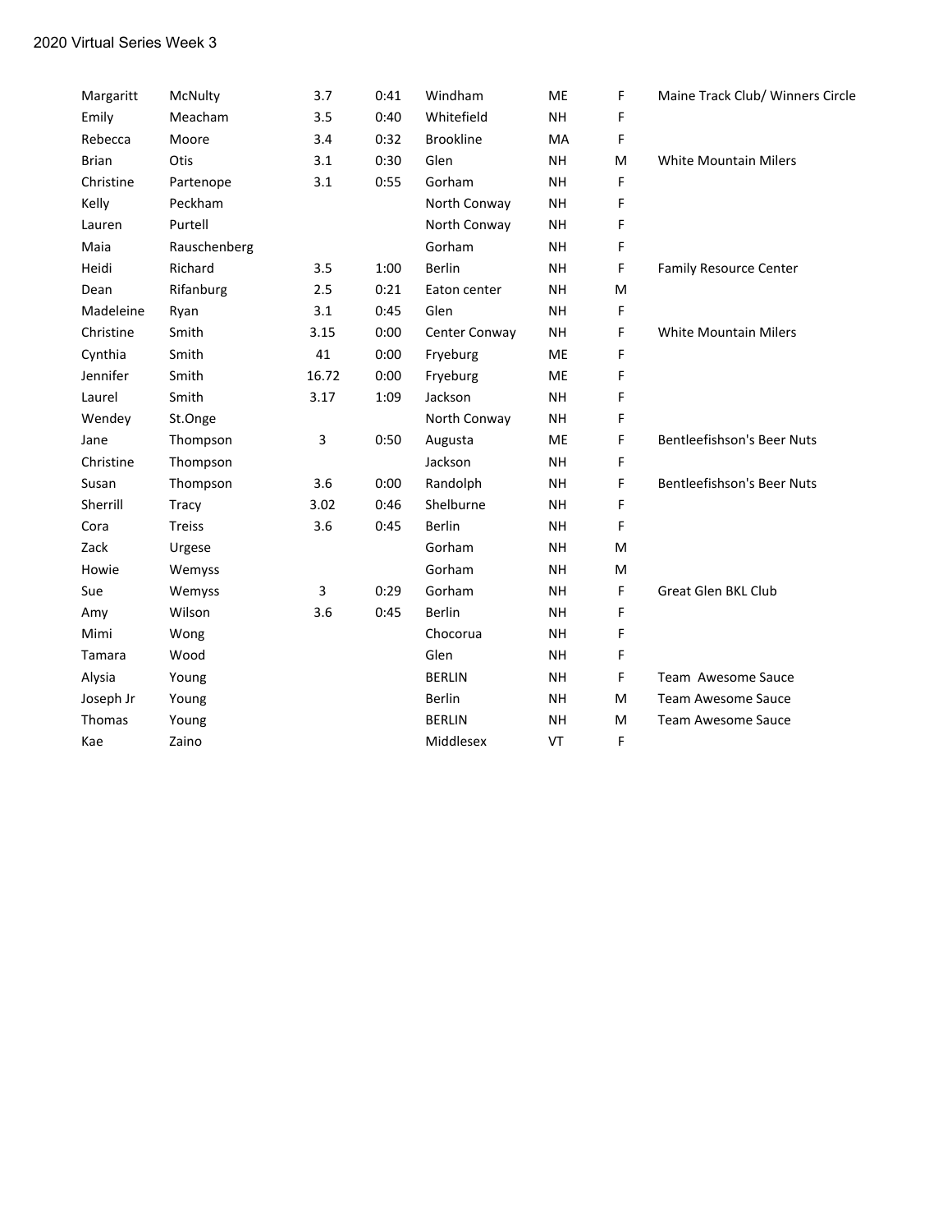| | | | | | | | |
|---|---|---|---|---|---|---|---|
| Margaritt | McNulty | 3.7 | 0:41 | Windham | ME | F | Maine Track Club/ Winners Circle |
| Emily | Meacham | 3.5 | 0:40 | Whitefield | NH | F | |
| Rebecca | Moore | 3.4 | 0:32 | Brookline | MA | F | |
| Brian | Otis | 3.1 | 0:30 | Glen | NH | M | White Mountain Milers |
| Christine | Partenope | 3.1 | 0:55 | Gorham | NH | F | |
| Kelly | Peckham | | | North Conway | NH | F | |
| Lauren | Purtell | | | North Conway | NH | F | |
| Maia | Rauschenberg | | | Gorham | NH | F | |
| Heidi | Richard | 3.5 | 1:00 | Berlin | NH | F | Family Resource Center |
| Dean | Rifanburg | 2.5 | 0:21 | Eaton center | NH | M | |
| Madeleine | Ryan | 3.1 | 0:45 | Glen | NH | F | |
| Christine | Smith | 3.15 | 0:00 | Center Conway | NH | F | White Mountain Milers |
| Cynthia | Smith | 41 | 0:00 | Fryeburg | ME | F | |
| Jennifer | Smith | 16.72 | 0:00 | Fryeburg | ME | F | |
| Laurel | Smith | 3.17 | 1:09 | Jackson | NH | F | |
| Wendey | St.Onge | | | North Conway | NH | F | |
| Jane | Thompson | 3 | 0:50 | Augusta | ME | F | Bentleefishson's Beer Nuts |
| Christine | Thompson | | | Jackson | NH | F | |
| Susan | Thompson | 3.6 | 0:00 | Randolph | NH | F | Bentleefishson's Beer Nuts |
| Sherrill | Tracy | 3.02 | 0:46 | Shelburne | NH | F | |
| Cora | Treiss | 3.6 | 0:45 | Berlin | NH | F | |
| Zack | Urgese | | | Gorham | NH | M | |
| Howie | Wemyss | | | Gorham | NH | M | |
| Sue | Wemyss | 3 | 0:29 | Gorham | NH | F | Great Glen BKL Club |
| Amy | Wilson | 3.6 | 0:45 | Berlin | NH | F | |
| Mimi | Wong | | | Chocorua | NH | F | |
| Tamara | Wood | | | Glen | NH | F | |
| Alysia | Young | | | BERLIN | NH | F | Team Awesome Sauce |
| Joseph Jr | Young | | | Berlin | NH | M | Team Awesome Sauce |
| Thomas | Young | | | BERLIN | NH | M | Team Awesome Sauce |
| Kae | Zaino | | | Middlesex | VT | F | |